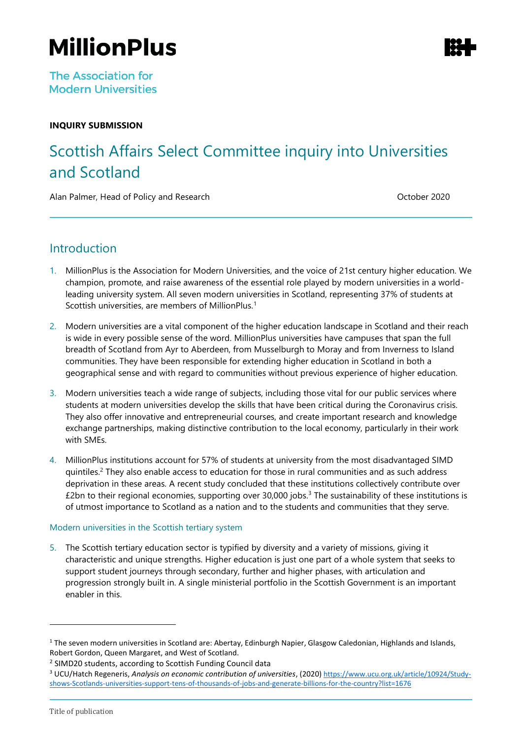# MillionPlus

The Association for Modern Universities

**INQUIRY SUBMISSION**

## Scottish Affairs Select Committee inquiry into Universities and Scotland

Alan Palmer, Head of Policy and Research

October 2020

## Introduction

1. MillionPlus is the Association for Modern Universities, and the voice of 21st century higher education. We champion, promote, and raise awareness of the essential role played by modern universities in a world-leading university system. All seven modern universities in Scotland, representing 37% of students at Scottish universities, are members of MillionPlus.[1]

2. Modern universities are a vital component of the higher education landscape in Scotland and their reach is wide in every possible sense of the word. MillionPlus universities have campuses that span the full breadth of Scotland from Ayr to Aberdeen, from Musselburgh to Moray and from Inverness to Island communities. They have been responsible for extending higher education in Scotland in both a geographical sense and with regard to communities without previous experience of higher education.

3. Modern universities teach a wide range of subjects, including those vital for our public services where students at modern universities develop the skills that have been critical during the Coronavirus crisis. They also offer innovative and entrepreneurial courses, and create important research and knowledge exchange partnerships, making distinctive contribution to the local economy, particularly in their work with SMEs.

4. MillionPlus institutions account for 57% of students at university from the most disadvantaged SIMD quintiles.[2] They also enable access to education for those in rural communities and as such address deprivation in these areas. A recent study concluded that these institutions collectively contribute over £2bn to their regional economies, supporting over 30,000 jobs.[3] The sustainability of these institutions is of utmost importance to Scotland as a nation and to the students and communities that they serve.

### Modern universities in the Scottish tertiary system

5. The Scottish tertiary education sector is typified by diversity and a variety of missions, giving it characteristic and unique strengths. Higher education is just one part of a whole system that seeks to support student journeys through secondary, further and higher phases, with articulation and progression strongly built in. A single ministerial portfolio in the Scottish Government is an important enabler in this.

---

[1] The seven modern universities in Scotland are: Abertay, Edinburgh Napier, Glasgow Caledonian, Highlands and Islands, Robert Gordon, Queen Margaret, and West of Scotland.

[2] SIMD20 students, according to Scottish Funding Council data

[3] UCU/Hatch Regeneris, *Analysis on economic contribution of universities*, (2020) https://www.ucu.org.uk/article/10924/Study-shows-Scotlands-universities-support-tens-of-thousands-of-jobs-and-generate-billions-for-the-country?list=1676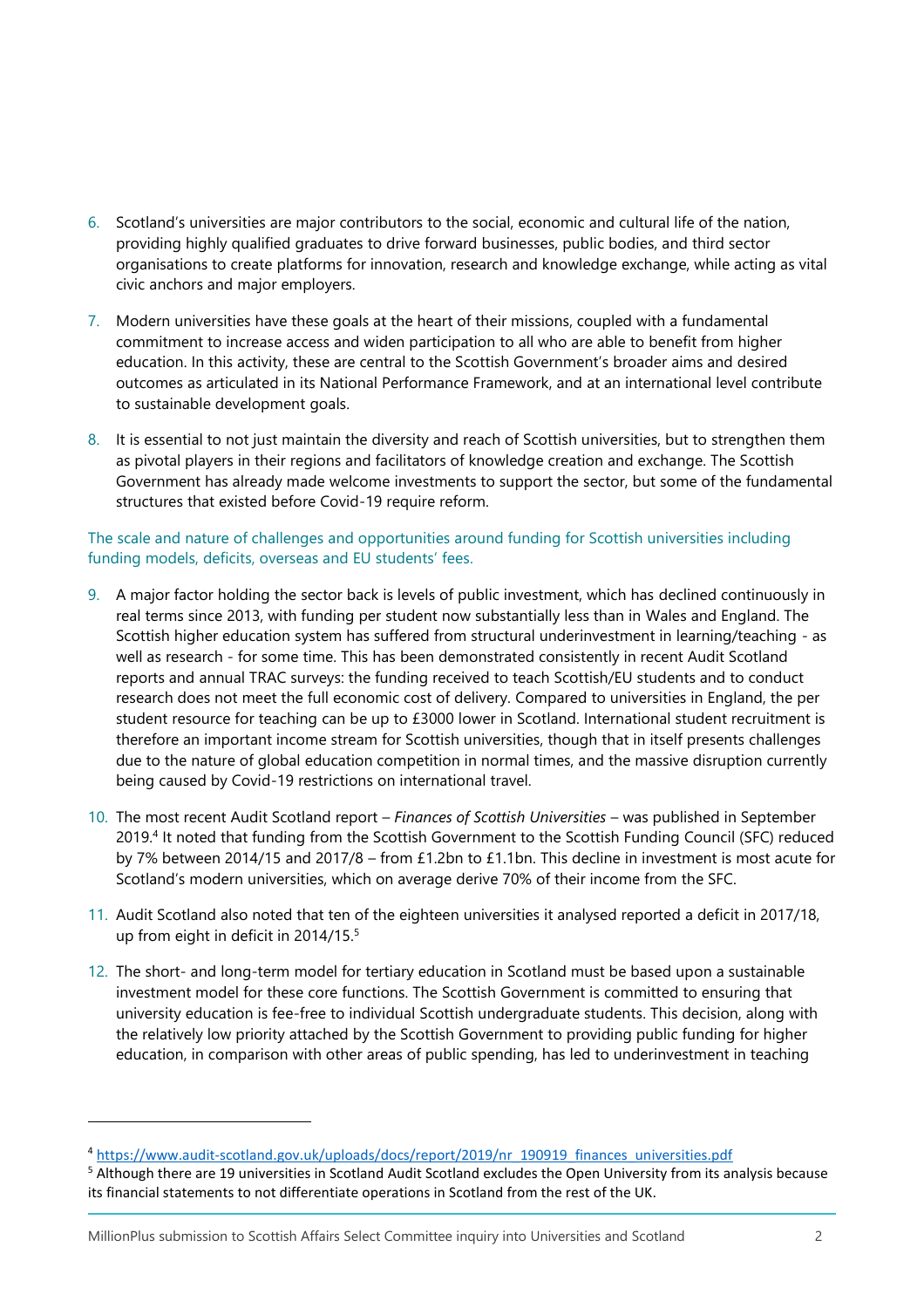6. Scotland's universities are major contributors to the social, economic and cultural life of the nation, providing highly qualified graduates to drive forward businesses, public bodies, and third sector organisations to create platforms for innovation, research and knowledge exchange, while acting as vital civic anchors and major employers.

7. Modern universities have these goals at the heart of their missions, coupled with a fundamental commitment to increase access and widen participation to all who are able to benefit from higher education. In this activity, these are central to the Scottish Government's broader aims and desired outcomes as articulated in its National Performance Framework, and at an international level contribute to sustainable development goals.

8. It is essential to not just maintain the diversity and reach of Scottish universities, but to strengthen them as pivotal players in their regions and facilitators of knowledge creation and exchange. The Scottish Government has already made welcome investments to support the sector, but some of the fundamental structures that existed before Covid-19 require reform.

## The scale and nature of challenges and opportunities around funding for Scottish universities including funding models, deficits, overseas and EU students' fees.

9. A major factor holding the sector back is levels of public investment, which has declined continuously in real terms since 2013, with funding per student now substantially less than in Wales and England. The Scottish higher education system has suffered from structural underinvestment in learning/teaching - as well as research - for some time. This has been demonstrated consistently in recent Audit Scotland reports and annual TRAC surveys: the funding received to teach Scottish/EU students and to conduct research does not meet the full economic cost of delivery. Compared to universities in England, the per student resource for teaching can be up to £3000 lower in Scotland. International student recruitment is therefore an important income stream for Scottish universities, though that in itself presents challenges due to the nature of global education competition in normal times, and the massive disruption currently being caused by Covid-19 restrictions on international travel.

10. The most recent Audit Scotland report – *Finances of Scottish Universities* – was published in September 2019.[4] It noted that funding from the Scottish Government to the Scottish Funding Council (SFC) reduced by 7% between 2014/15 and 2017/8 – from £1.2bn to £1.1bn. This decline in investment is most acute for Scotland's modern universities, which on average derive 70% of their income from the SFC.

11. Audit Scotland also noted that ten of the eighteen universities it analysed reported a deficit in 2017/18, up from eight in deficit in 2014/15.[5]

12. The short- and long-term model for tertiary education in Scotland must be based upon a sustainable investment model for these core functions. The Scottish Government is committed to ensuring that university education is fee-free to individual Scottish undergraduate students. This decision, along with the relatively low priority attached by the Scottish Government to providing public funding for higher education, in comparison with other areas of public spending, has led to underinvestment in teaching

---

[4] https://www.audit-scotland.gov.uk/uploads/docs/report/2019/nr_190919_finances_universities.pdf

[5] Although there are 19 universities in Scotland Audit Scotland excludes the Open University from its analysis because its financial statements to not differentiate operations in Scotland from the rest of the UK.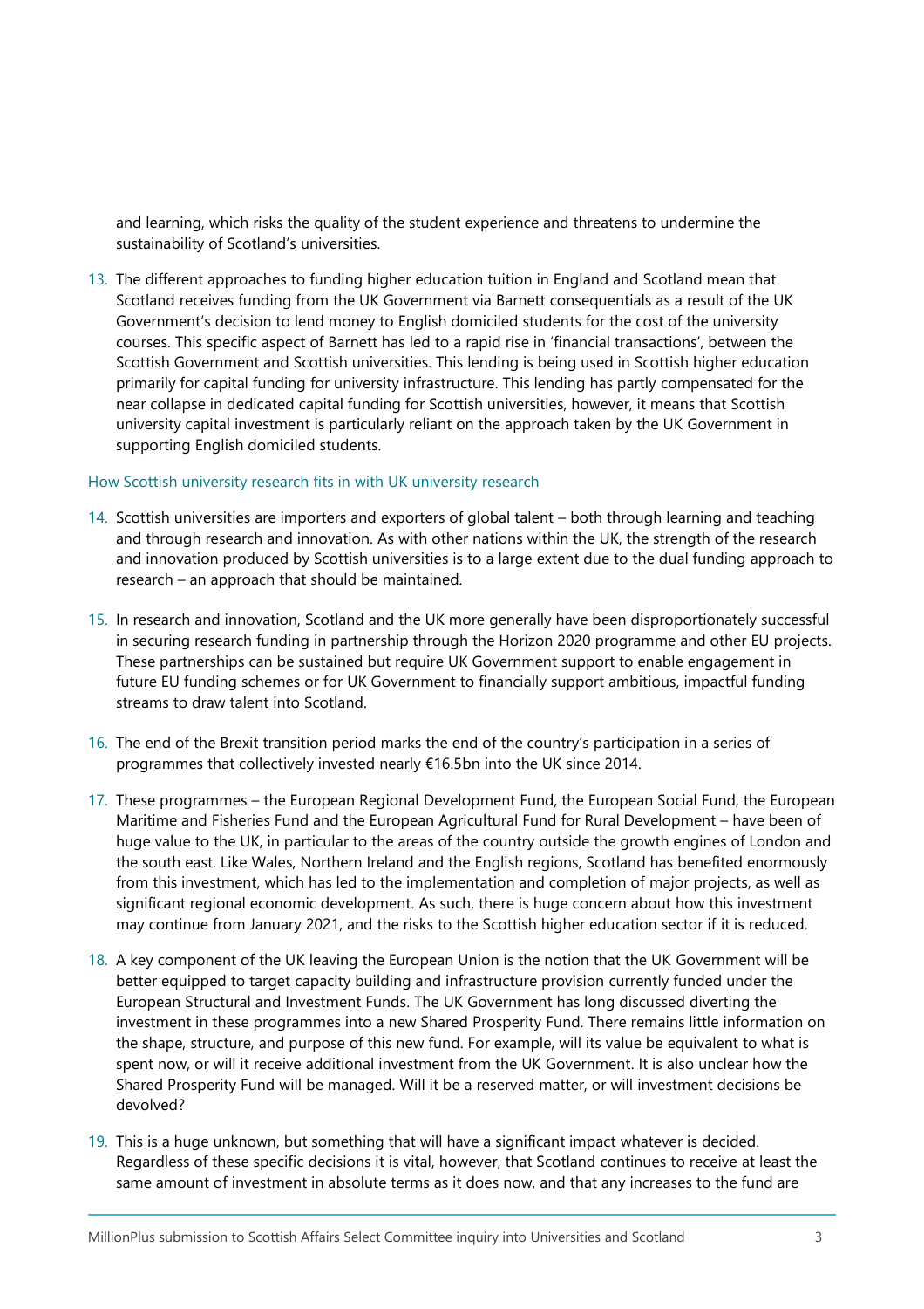and learning, which risks the quality of the student experience and threatens to undermine the sustainability of Scotland's universities.

13. The different approaches to funding higher education tuition in England and Scotland mean that Scotland receives funding from the UK Government via Barnett consequentials as a result of the UK Government's decision to lend money to English domiciled students for the cost of the university courses. This specific aspect of Barnett has led to a rapid rise in 'financial transactions', between the Scottish Government and Scottish universities. This lending is being used in Scottish higher education primarily for capital funding for university infrastructure. This lending has partly compensated for the near collapse in dedicated capital funding for Scottish universities, however, it means that Scottish university capital investment is particularly reliant on the approach taken by the UK Government in supporting English domiciled students.

### How Scottish university research fits in with UK university research

14. Scottish universities are importers and exporters of global talent – both through learning and teaching and through research and innovation. As with other nations within the UK, the strength of the research and innovation produced by Scottish universities is to a large extent due to the dual funding approach to research – an approach that should be maintained.

15. In research and innovation, Scotland and the UK more generally have been disproportionately successful in securing research funding in partnership through the Horizon 2020 programme and other EU projects. These partnerships can be sustained but require UK Government support to enable engagement in future EU funding schemes or for UK Government to financially support ambitious, impactful funding streams to draw talent into Scotland.

16. The end of the Brexit transition period marks the end of the country's participation in a series of programmes that collectively invested nearly €16.5bn into the UK since 2014.

17. These programmes – the European Regional Development Fund, the European Social Fund, the European Maritime and Fisheries Fund and the European Agricultural Fund for Rural Development – have been of huge value to the UK, in particular to the areas of the country outside the growth engines of London and the south east. Like Wales, Northern Ireland and the English regions, Scotland has benefited enormously from this investment, which has led to the implementation and completion of major projects, as well as significant regional economic development. As such, there is huge concern about how this investment may continue from January 2021, and the risks to the Scottish higher education sector if it is reduced.

18. A key component of the UK leaving the European Union is the notion that the UK Government will be better equipped to target capacity building and infrastructure provision currently funded under the European Structural and Investment Funds. The UK Government has long discussed diverting the investment in these programmes into a new Shared Prosperity Fund. There remains little information on the shape, structure, and purpose of this new fund. For example, will its value be equivalent to what is spent now, or will it receive additional investment from the UK Government. It is also unclear how the Shared Prosperity Fund will be managed. Will it be a reserved matter, or will investment decisions be devolved?

19. This is a huge unknown, but something that will have a significant impact whatever is decided. Regardless of these specific decisions it is vital, however, that Scotland continues to receive at least the same amount of investment in absolute terms as it does now, and that any increases to the fund are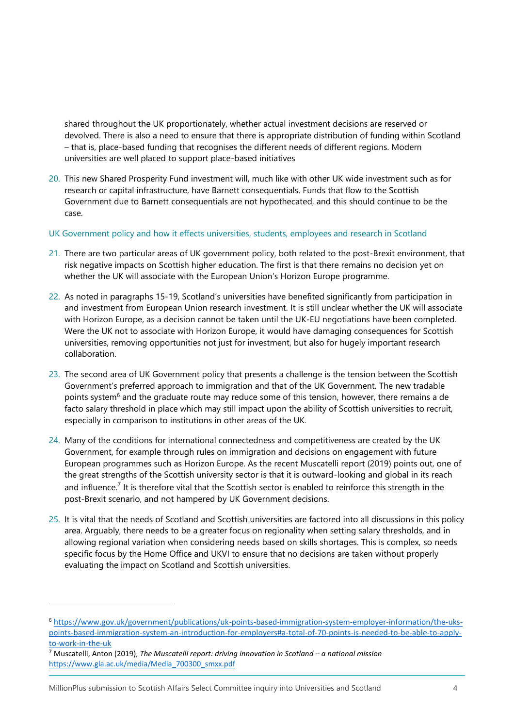shared throughout the UK proportionately, whether actual investment decisions are reserved or devolved. There is also a need to ensure that there is appropriate distribution of funding within Scotland – that is, place-based funding that recognises the different needs of different regions. Modern universities are well placed to support place-based initiatives

20. This new Shared Prosperity Fund investment will, much like with other UK wide investment such as for research or capital infrastructure, have Barnett consequentials. Funds that flow to the Scottish Government due to Barnett consequentials are not hypothecated, and this should continue to be the case.

### UK Government policy and how it effects universities, students, employees and research in Scotland

21. There are two particular areas of UK government policy, both related to the post-Brexit environment, that risk negative impacts on Scottish higher education. The first is that there remains no decision yet on whether the UK will associate with the European Union's Horizon Europe programme.

22. As noted in paragraphs 15-19, Scotland's universities have benefited significantly from participation in and investment from European Union research investment. It is still unclear whether the UK will associate with Horizon Europe, as a decision cannot be taken until the UK-EU negotiations have been completed. Were the UK not to associate with Horizon Europe, it would have damaging consequences for Scottish universities, removing opportunities not just for investment, but also for hugely important research collaboration.

23. The second area of UK Government policy that presents a challenge is the tension between the Scottish Government's preferred approach to immigration and that of the UK Government. The new tradable points system[6] and the graduate route may reduce some of this tension, however, there remains a de facto salary threshold in place which may still impact upon the ability of Scottish universities to recruit, especially in comparison to institutions in other areas of the UK.

24. Many of the conditions for international connectedness and competitiveness are created by the UK Government, for example through rules on immigration and decisions on engagement with future European programmes such as Horizon Europe. As the recent Muscatelli report (2019) points out, one of the great strengths of the Scottish university sector is that it is outward-looking and global in its reach and influence.[7] It is therefore vital that the Scottish sector is enabled to reinforce this strength in the post-Brexit scenario, and not hampered by UK Government decisions.

25. It is vital that the needs of Scotland and Scottish universities are factored into all discussions in this policy area. Arguably, there needs to be a greater focus on regionality when setting salary thresholds, and in allowing regional variation when considering needs based on skills shortages. This is complex, so needs specific focus by the Home Office and UKVI to ensure that no decisions are taken without properly evaluating the impact on Scotland and Scottish universities.

---

[6] https://www.gov.uk/government/publications/uk-points-based-immigration-system-employer-information/the-uks-points-based-immigration-system-an-introduction-for-employers#a-total-of-70-points-is-needed-to-be-able-to-apply-to-work-in-the-uk

[7] Muscatelli, Anton (2019), *The Muscatelli report: driving innovation in Scotland – a national mission* https://www.gla.ac.uk/media/Media_700300_smxx.pdf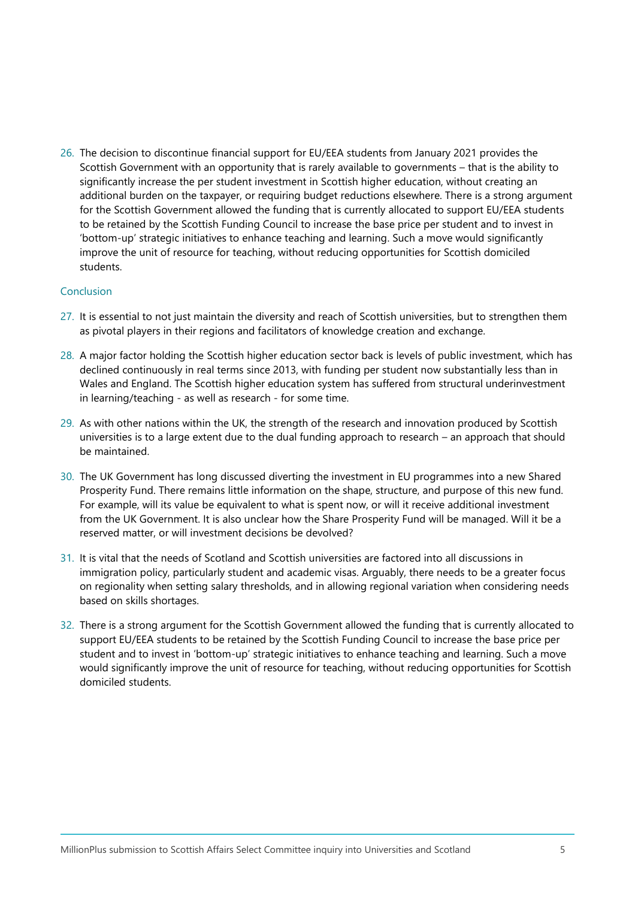26. The decision to discontinue financial support for EU/EEA students from January 2021 provides the Scottish Government with an opportunity that is rarely available to governments – that is the ability to significantly increase the per student investment in Scottish higher education, without creating an additional burden on the taxpayer, or requiring budget reductions elsewhere. There is a strong argument for the Scottish Government allowed the funding that is currently allocated to support EU/EEA students to be retained by the Scottish Funding Council to increase the base price per student and to invest in 'bottom-up' strategic initiatives to enhance teaching and learning. Such a move would significantly improve the unit of resource for teaching, without reducing opportunities for Scottish domiciled students.

## Conclusion

27. It is essential to not just maintain the diversity and reach of Scottish universities, but to strengthen them as pivotal players in their regions and facilitators of knowledge creation and exchange.

28. A major factor holding the Scottish higher education sector back is levels of public investment, which has declined continuously in real terms since 2013, with funding per student now substantially less than in Wales and England. The Scottish higher education system has suffered from structural underinvestment in learning/teaching - as well as research - for some time.

29. As with other nations within the UK, the strength of the research and innovation produced by Scottish universities is to a large extent due to the dual funding approach to research – an approach that should be maintained.

30. The UK Government has long discussed diverting the investment in EU programmes into a new Shared Prosperity Fund. There remains little information on the shape, structure, and purpose of this new fund. For example, will its value be equivalent to what is spent now, or will it receive additional investment from the UK Government. It is also unclear how the Share Prosperity Fund will be managed. Will it be a reserved matter, or will investment decisions be devolved?

31. It is vital that the needs of Scotland and Scottish universities are factored into all discussions in immigration policy, particularly student and academic visas. Arguably, there needs to be a greater focus on regionality when setting salary thresholds, and in allowing regional variation when considering needs based on skills shortages.

32. There is a strong argument for the Scottish Government allowed the funding that is currently allocated to support EU/EEA students to be retained by the Scottish Funding Council to increase the base price per student and to invest in 'bottom-up' strategic initiatives to enhance teaching and learning. Such a move would significantly improve the unit of resource for teaching, without reducing opportunities for Scottish domiciled students.